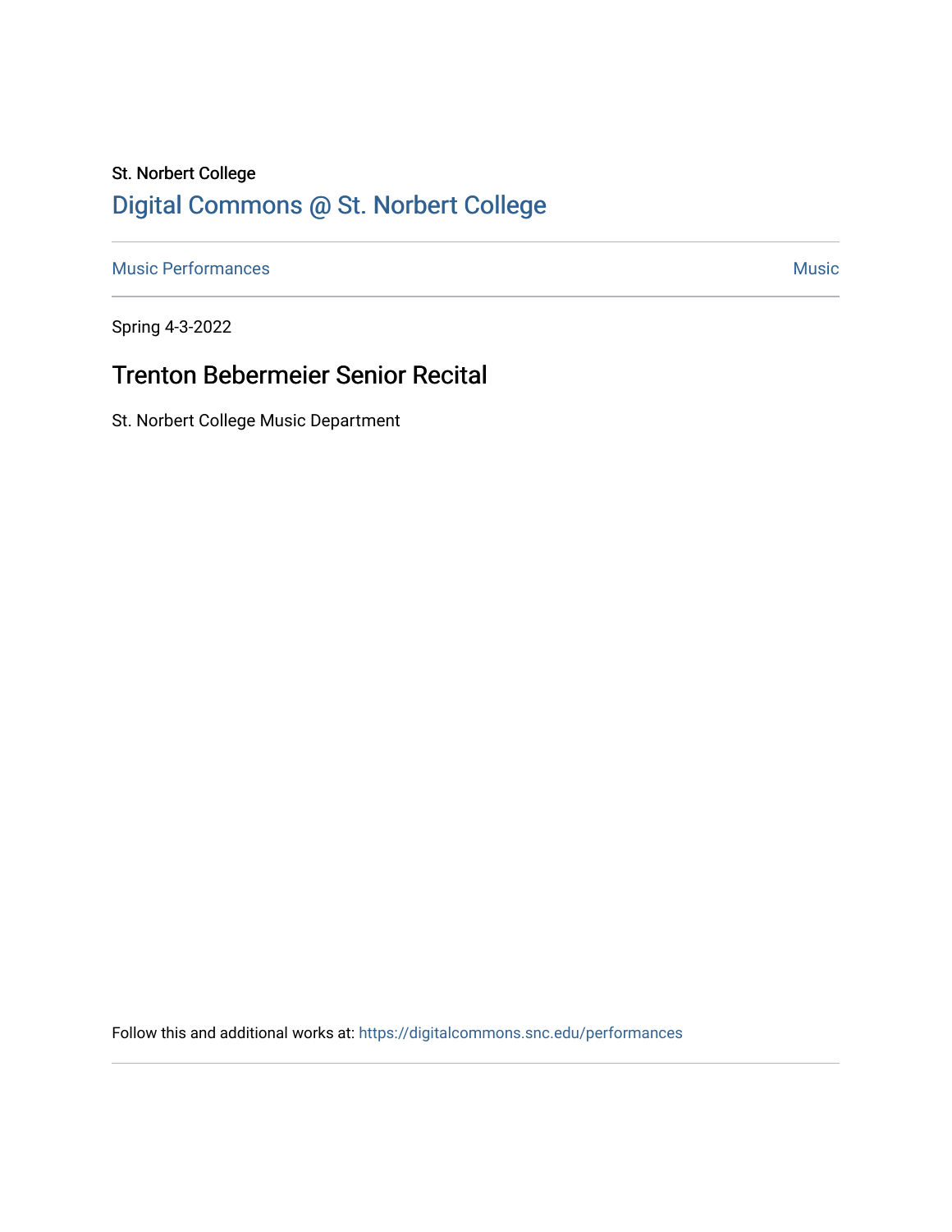St. Norbert College

[Digital Commons @ St. Norbert College](https://digitalcommons.snc.edu)

Music Performances | Music

Spring 4-3-2022

# Trenton Bebermeier Senior Recital

St. Norbert College Music Department

Follow this and additional works at: https://digitalcommons.snc.edu/performances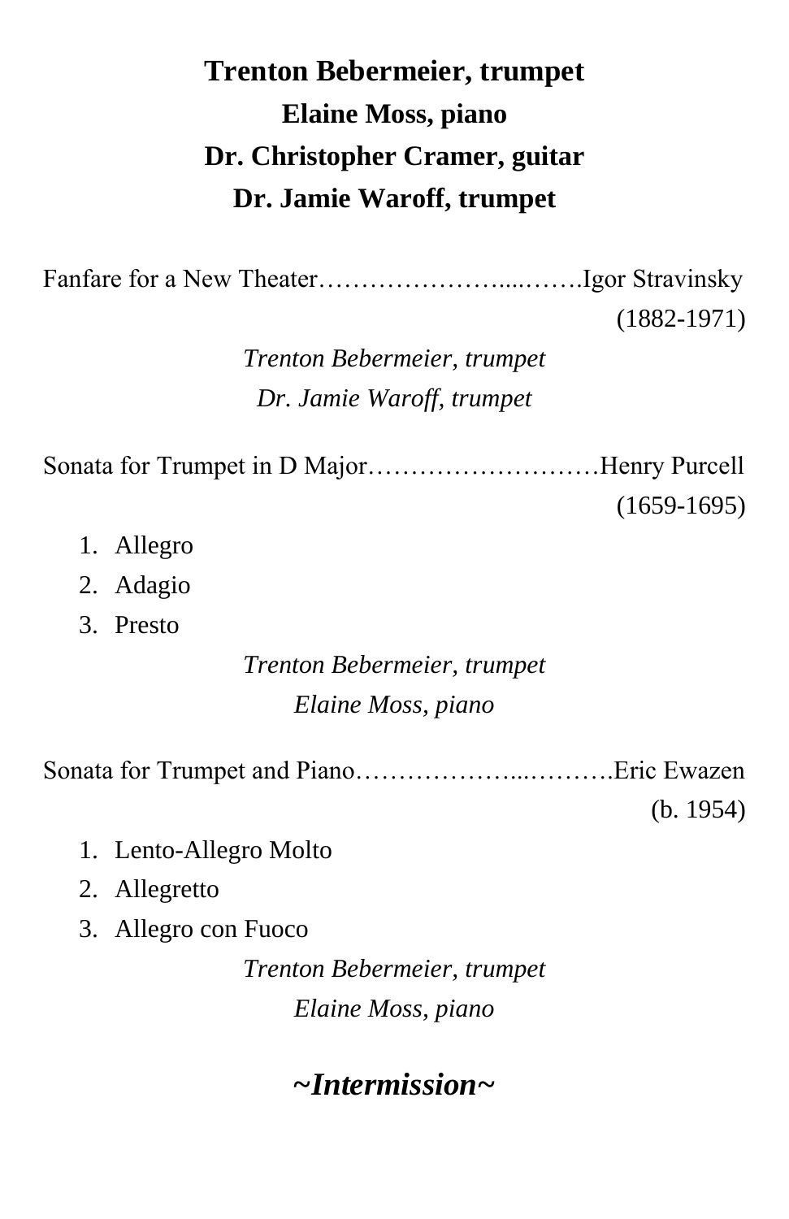**Trenton Bebermeier, trumpet**

**Elaine Moss, piano**

**Dr. Christopher Cramer, guitar**

**Dr. Jamie Waroff, trumpet**

Fanfare for a New Theater…………………...…….Igor Stravinsky
(1882-1971)

*Trenton Bebermeier, trumpet*

*Dr. Jamie Waroff, trumpet*

Sonata for Trumpet in D Major………………………Henry Purcell
(1659-1695)

1. Allegro
2. Adagio
3. Presto

*Trenton Bebermeier, trumpet*

*Elaine Moss, piano*

Sonata for Trumpet and Piano………………...……….Eric Ewazen
(b. 1954)

1. Lento-Allegro Molto
2. Allegretto
3. Allegro con Fuoco

*Trenton Bebermeier, trumpet*

*Elaine Moss, piano*

***~Intermission~***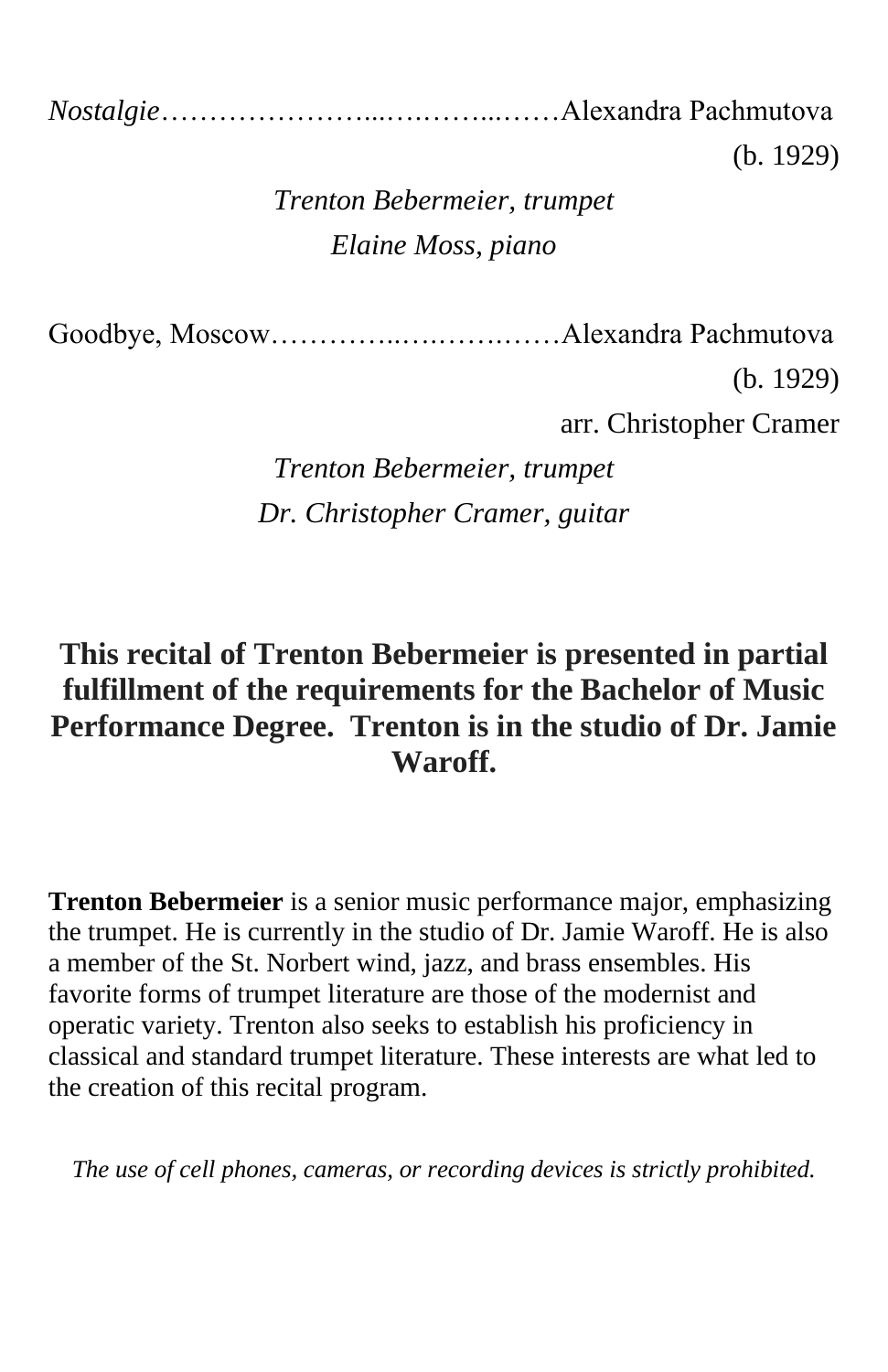*Nostalgie*…………………...…..……...……Alexandra Pachmutova
(b. 1929)

*Trenton Bebermeier, trumpet*
*Elaine Moss, piano*

Goodbye, Moscow…………..….……..……Alexandra Pachmutova
(b. 1929)
arr. Christopher Cramer

*Trenton Bebermeier, trumpet*
*Dr. Christopher Cramer, guitar*

**This recital of Trenton Bebermeier is presented in partial fulfillment of the requirements for the Bachelor of Music Performance Degree. Trenton is in the studio of Dr. Jamie Waroff.**

**Trenton Bebermeier** is a senior music performance major, emphasizing the trumpet. He is currently in the studio of Dr. Jamie Waroff. He is also a member of the St. Norbert wind, jazz, and brass ensembles. His favorite forms of trumpet literature are those of the modernist and operatic variety. Trenton also seeks to establish his proficiency in classical and standard trumpet literature. These interests are what led to the creation of this recital program.

*The use of cell phones, cameras, or recording devices is strictly prohibited.*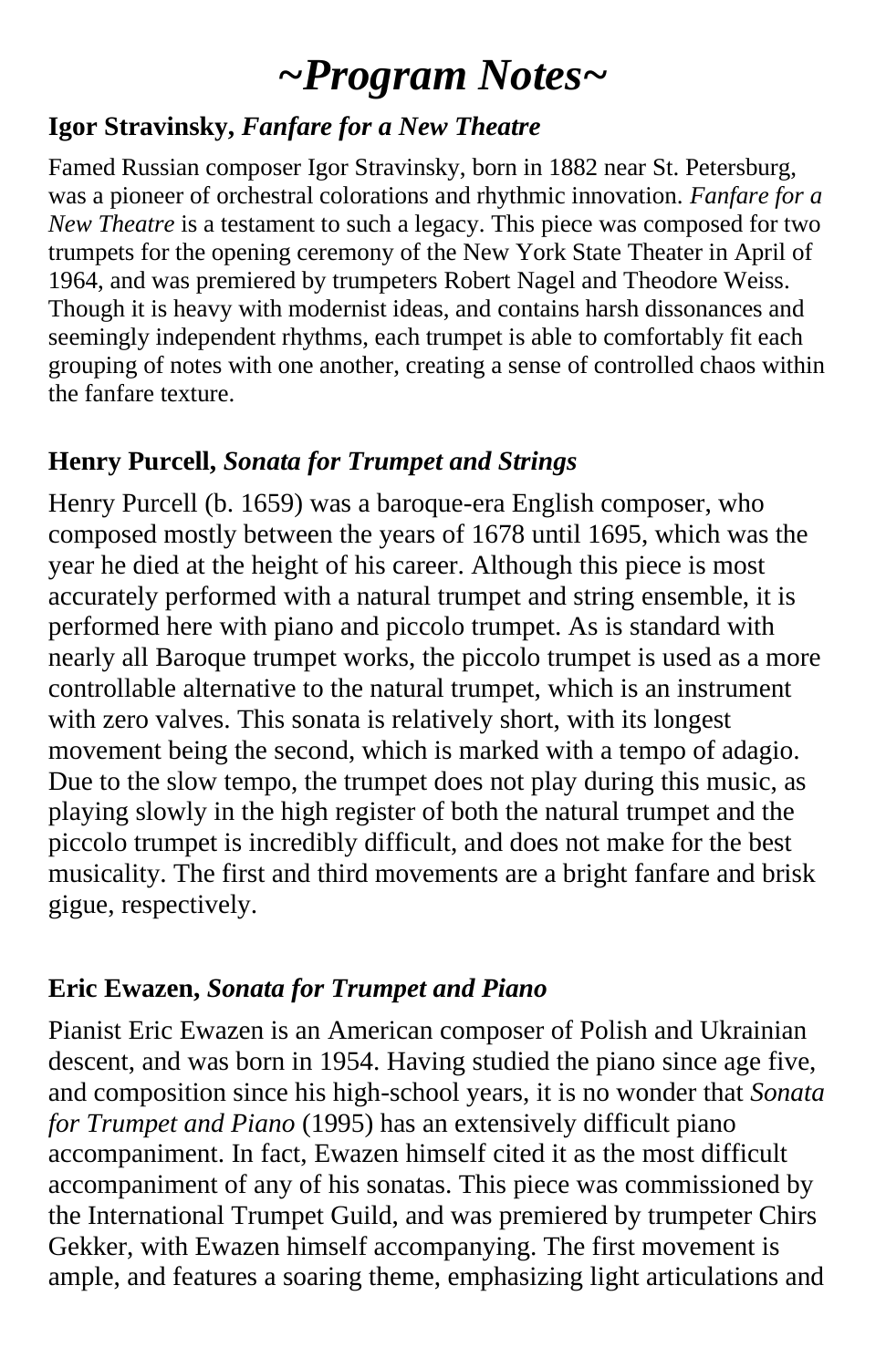# *~Program Notes~*

## Igor Stravinsky, *Fanfare for a New Theatre*

Famed Russian composer Igor Stravinsky, born in 1882 near St. Petersburg, was a pioneer of orchestral colorations and rhythmic innovation. *Fanfare for a New Theatre* is a testament to such a legacy. This piece was composed for two trumpets for the opening ceremony of the New York State Theater in April of 1964, and was premiered by trumpeters Robert Nagel and Theodore Weiss. Though it is heavy with modernist ideas, and contains harsh dissonances and seemingly independent rhythms, each trumpet is able to comfortably fit each grouping of notes with one another, creating a sense of controlled chaos within the fanfare texture.

## Henry Purcell, *Sonata for Trumpet and Strings*

Henry Purcell (b. 1659) was a baroque-era English composer, who composed mostly between the years of 1678 until 1695, which was the year he died at the height of his career. Although this piece is most accurately performed with a natural trumpet and string ensemble, it is performed here with piano and piccolo trumpet. As is standard with nearly all Baroque trumpet works, the piccolo trumpet is used as a more controllable alternative to the natural trumpet, which is an instrument with zero valves. This sonata is relatively short, with its longest movement being the second, which is marked with a tempo of adagio. Due to the slow tempo, the trumpet does not play during this music, as playing slowly in the high register of both the natural trumpet and the piccolo trumpet is incredibly difficult, and does not make for the best musicality. The first and third movements are a bright fanfare and brisk gigue, respectively.

## Eric Ewazen, *Sonata for Trumpet and Piano*

Pianist Eric Ewazen is an American composer of Polish and Ukrainian descent, and was born in 1954. Having studied the piano since age five, and composition since his high-school years, it is no wonder that *Sonata for Trumpet and Piano* (1995) has an extensively difficult piano accompaniment. In fact, Ewazen himself cited it as the most difficult accompaniment of any of his sonatas. This piece was commissioned by the International Trumpet Guild, and was premiered by trumpeter Chirs Gekker, with Ewazen himself accompanying. The first movement is ample, and features a soaring theme, emphasizing light articulations and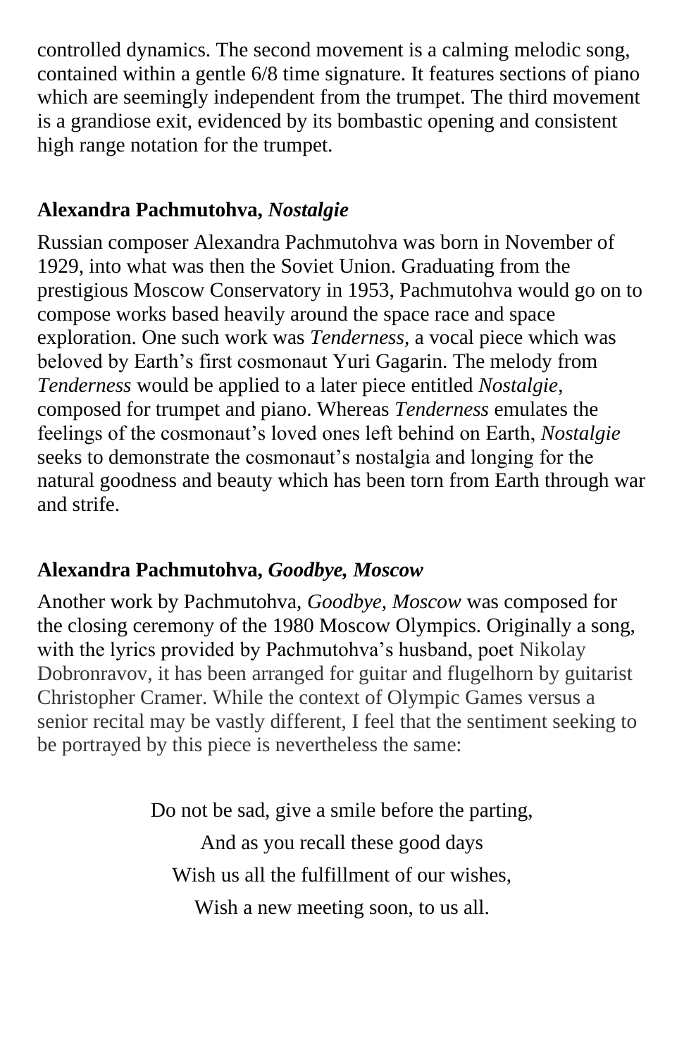controlled dynamics. The second movement is a calming melodic song, contained within a gentle 6/8 time signature. It features sections of piano which are seemingly independent from the trumpet. The third movement is a grandiose exit, evidenced by its bombastic opening and consistent high range notation for the trumpet.

### Alexandra Pachmutohva, *Nostalgie*

Russian composer Alexandra Pachmutohva was born in November of 1929, into what was then the Soviet Union. Graduating from the prestigious Moscow Conservatory in 1953, Pachmutohva would go on to compose works based heavily around the space race and space exploration. One such work was *Tenderness*, a vocal piece which was beloved by Earth's first cosmonaut Yuri Gagarin. The melody from *Tenderness* would be applied to a later piece entitled *Nostalgie*, composed for trumpet and piano. Whereas *Tenderness* emulates the feelings of the cosmonaut's loved ones left behind on Earth, *Nostalgie* seeks to demonstrate the cosmonaut's nostalgia and longing for the natural goodness and beauty which has been torn from Earth through war and strife.

### Alexandra Pachmutohva, *Goodbye, Moscow*

Another work by Pachmutohva, *Goodbye, Moscow* was composed for the closing ceremony of the 1980 Moscow Olympics. Originally a song, with the lyrics provided by Pachmutohva's husband, poet Nikolay Dobronravov, it has been arranged for guitar and flugelhorn by guitarist Christopher Cramer. While the context of Olympic Games versus a senior recital may be vastly different, I feel that the sentiment seeking to be portrayed by this piece is nevertheless the same:

Do not be sad, give a smile before the parting,
And as you recall these good days
Wish us all the fulfillment of our wishes,
Wish a new meeting soon, to us all.